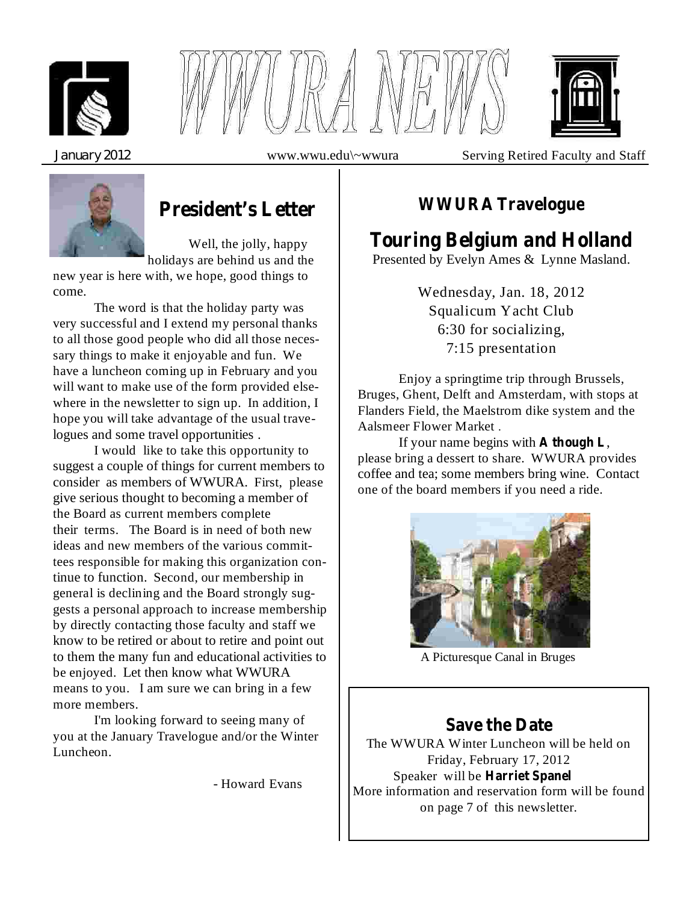# WWURA NEWS

January 2012 www.wwu.edu\~wwura Serving Retired Faculty and Staff

## President's Letter

Well, the jolly, happy holidays are behind us and the new year is here with, we hope, good things to come.

The word is that the holiday party was very successful and I extend my personal thanks to all those good people who did all those necessary things to make it enjoyable and fun. We have a luncheon coming up in February and you will want to make use of the form provided elsewhere in the newsletter to sign up. In addition, I hope you will take advantage of the usual travelogues and some travel opportunities .

I would like to take this opportunity to suggest a couple of things for current members to consider as members of WWURA. First, please give serious thought to becoming a member of the Board as current members complete their terms. The Board is in need of both new ideas and new members of the various committees responsible for making this organization continue to function. Second, our membership in general is declining and the Board strongly suggests a personal approach to increase membership by directly contacting those faculty and staff we know to be retired or about to retire and point out to them the many fun and educational activities to be enjoyed. Let then know what WWURA means to you. I am sure we can bring in a few more members.

I'm looking forward to seeing many of you at the January Travelogue and/or the Winter Luncheon.

- Howard Evans

## WWURA Travelogue

## Touring Belgium and Holland

Presented by Evelyn Ames & Lynne Masland.

Wednesday, Jan. 18, 2012
Squalicum Yacht Club
6:30 for socializing,
7:15 presentation

Enjoy a springtime trip through Brussels, Bruges, Ghent, Delft and Amsterdam, with stops at Flanders Field, the Maelstrom dike system and the Aalsmeer Flower Market .

If your name begins with **A though L**, please bring a dessert to share. WWURA provides coffee and tea; some members bring wine. Contact one of the board members if you need a ride.

A Picturesque Canal in Bruges

### Save the Date

The WWURA Winter Luncheon will be held on Friday, February 17, 2012
Speaker will be **Harriet Spanel**
More information and reservation form will be found on page 7 of this newsletter.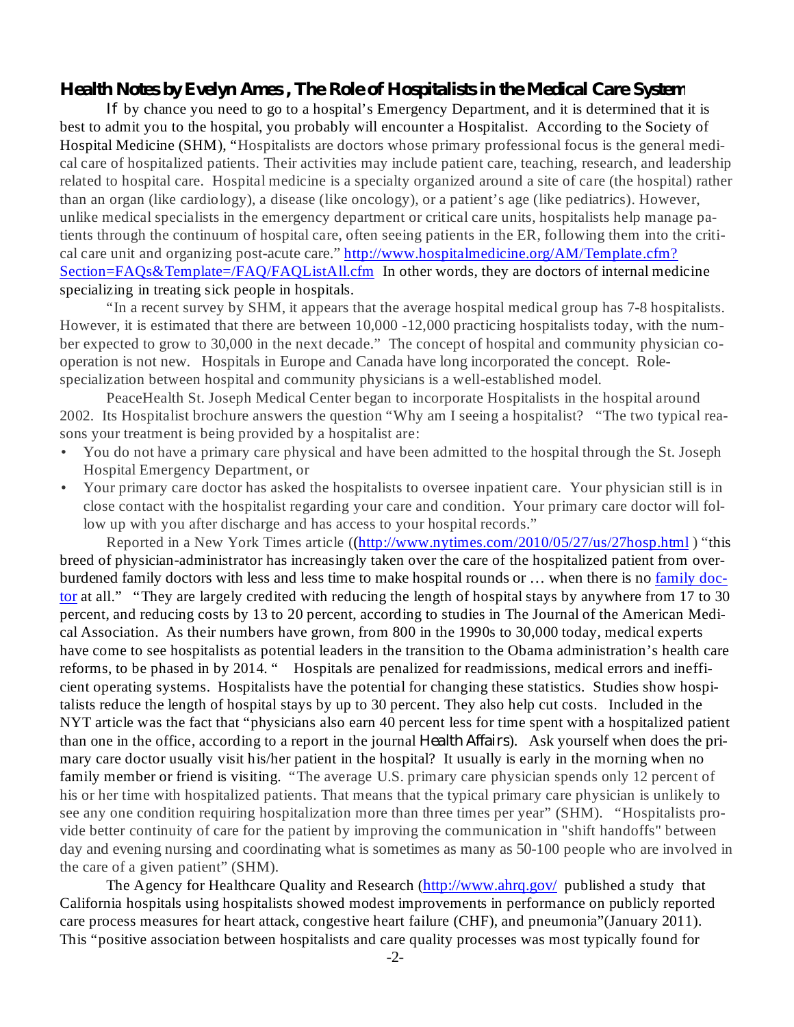## Health Notes by Evelyn Ames , The Role of Hospitalists in the Medical Care System

If by chance you need to go to a hospital's Emergency Department, and it is determined that it is best to admit you to the hospital, you probably will encounter a Hospitalist. According to the Society of Hospital Medicine (SHM), "Hospitalists are doctors whose primary professional focus is the general medical care of hospitalized patients. Their activities may include patient care, teaching, research, and leadership related to hospital care. Hospital medicine is a specialty organized around a site of care (the hospital) rather than an organ (like cardiology), a disease (like oncology), or a patient's age (like pediatrics). However, unlike medical specialists in the emergency department or critical care units, hospitalists help manage patients through the continuum of hospital care, often seeing patients in the ER, following them into the critical care unit and organizing post-acute care." http://www.hospitalmedicine.org/AM/Template.cfm?Section=FAQs&Template=/FAQ/FAQListAll.cfm In other words, they are doctors of internal medicine specializing in treating sick people in hospitals.

"In a recent survey by SHM, it appears that the average hospital medical group has 7-8 hospitalists. However, it is estimated that there are between 10,000 -12,000 practicing hospitalists today, with the number expected to grow to 30,000 in the next decade." The concept of hospital and community physician cooperation is not new. Hospitals in Europe and Canada have long incorporated the concept. Role-specialization between hospital and community physicians is a well-established model.

PeaceHealth St. Joseph Medical Center began to incorporate Hospitalists in the hospital around 2002. Its Hospitalist brochure answers the question "Why am I seeing a hospitalist? "The two typical reasons your treatment is being provided by a hospitalist are:

- You do not have a primary care physical and have been admitted to the hospital through the St. Joseph Hospital Emergency Department, or
- Your primary care doctor has asked the hospitalists to oversee inpatient care. Your physician still is in close contact with the hospitalist regarding your care and condition. Your primary care doctor will follow up with you after discharge and has access to your hospital records."

Reported in a New York Times article ((http://www.nytimes.com/2010/05/27/us/27hosp.html ) "this breed of physician-administrator has increasingly taken over the care of the hospitalized patient from overburdened family doctors with less and less time to make hospital rounds or … when there is no family doctor at all." "They are largely credited with reducing the length of hospital stays by anywhere from 17 to 30 percent, and reducing costs by 13 to 20 percent, according to studies in The Journal of the American Medical Association. As their numbers have grown, from 800 in the 1990s to 30,000 today, medical experts have come to see hospitalists as potential leaders in the transition to the Obama administration's health care reforms, to be phased in by 2014. " Hospitals are penalized for readmissions, medical errors and inefficient operating systems. Hospitalists have the potential for changing these statistics. Studies show hospitalists reduce the length of hospital stays by up to 30 percent. They also help cut costs. Included in the NYT article was the fact that "physicians also earn 40 percent less for time spent with a hospitalized patient than one in the office, according to a report in the journal *Health Affairs*). Ask yourself when does the primary care doctor usually visit his/her patient in the hospital? It usually is early in the morning when no family member or friend is visiting. "The average U.S. primary care physician spends only 12 percent of his or her time with hospitalized patients. That means that the typical primary care physician is unlikely to see any one condition requiring hospitalization more than three times per year" (SHM). "Hospitalists provide better continuity of care for the patient by improving the communication in "shift handoffs" between day and evening nursing and coordinating what is sometimes as many as 50-100 people who are involved in the care of a given patient" (SHM).

The Agency for Healthcare Quality and Research (http://www.ahrq.gov/ published a study that California hospitals using hospitalists showed modest improvements in performance on publicly reported care process measures for heart attack, congestive heart failure (CHF), and pneumonia"(January 2011). This "positive association between hospitalists and care quality processes was most typically found for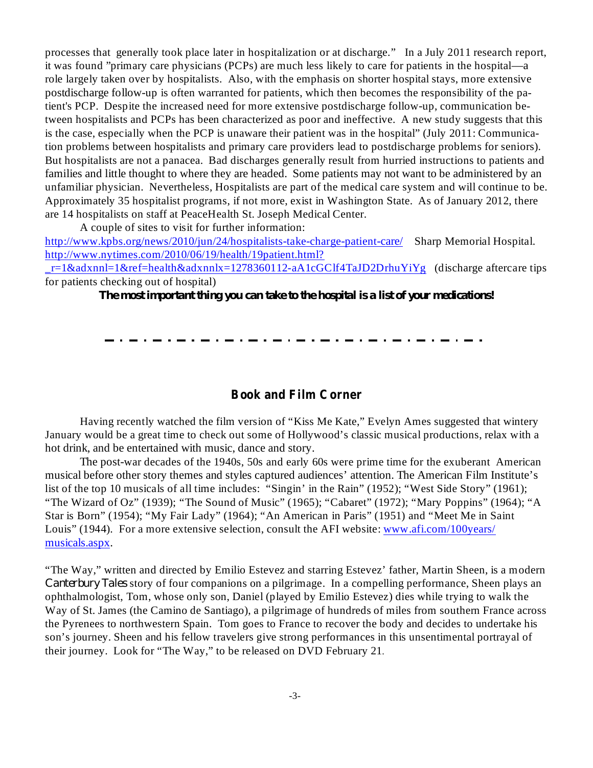processes that generally took place later in hospitalization or at discharge." In a July 2011 research report, it was found "primary care physicians (PCPs) are much less likely to care for patients in the hospital—a role largely taken over by hospitalists. Also, with the emphasis on shorter hospital stays, more extensive postdischarge follow-up is often warranted for patients, which then becomes the responsibility of the patient's PCP. Despite the increased need for more extensive postdischarge follow-up, communication between hospitalists and PCPs has been characterized as poor and ineffective. A new study suggests that this is the case, especially when the PCP is unaware their patient was in the hospital" (July 2011: Communication problems between hospitalists and primary care providers lead to postdischarge problems for seniors). But hospitalists are not a panacea. Bad discharges generally result from hurried instructions to patients and families and little thought to where they are headed. Some patients may not want to be administered by an unfamiliar physician. Nevertheless, Hospitalists are part of the medical care system and will continue to be. Approximately 35 hospitalist programs, if not more, exist in Washington State. As of January 2012, there are 14 hospitalists on staff at PeaceHealth St. Joseph Medical Center.

A couple of sites to visit for further information:
http://www.kpbs.org/news/2010/jun/24/hospitalists-take-charge-patient-care/ Sharp Memorial Hospital.
http://www.nytimes.com/2010/06/19/health/19patient.html?_r=1&adxnnl=1&ref=health&adxnnlx=1278360112-aA1cGClf4TaJD2DrhuYiYg (discharge aftercare tips for patients checking out of hospital)

***The most important thing you can take to the hospital is a list of your medications!***

---

## Book and Film Corner

Having recently watched the film version of "Kiss Me Kate," Evelyn Ames suggested that wintery January would be a great time to check out some of Hollywood's classic musical productions, relax with a hot drink, and be entertained with music, dance and story.

The post-war decades of the 1940s, 50s and early 60s were prime time for the exuberant American musical before other story themes and styles captured audiences' attention. The American Film Institute's list of the top 10 musicals of all time includes: "Singin' in the Rain" (1952); "West Side Story" (1961); "The Wizard of Oz" (1939); "The Sound of Music" (1965); "Cabaret" (1972); "Mary Poppins" (1964); "A Star is Born" (1954); "My Fair Lady" (1964); "An American in Paris" (1951) and "Meet Me in Saint Louis" (1944). For a more extensive selection, consult the AFI website: www.afi.com/100years/musicals.aspx.

"The Way," written and directed by Emilio Estevez and starring Estevez' father, Martin Sheen, is a modern *Canterbury Tales* story of four companions on a pilgrimage. In a compelling performance, Sheen plays an ophthalmologist, Tom, whose only son, Daniel (played by Emilio Estevez) dies while trying to walk the Way of St. James (the Camino de Santiago), a pilgrimage of hundreds of miles from southern France across the Pyrenees to northwestern Spain. Tom goes to France to recover the body and decides to undertake his son's journey. Sheen and his fellow travelers give strong performances in this unsentimental portrayal of their journey. Look for "The Way," to be released on DVD February 21.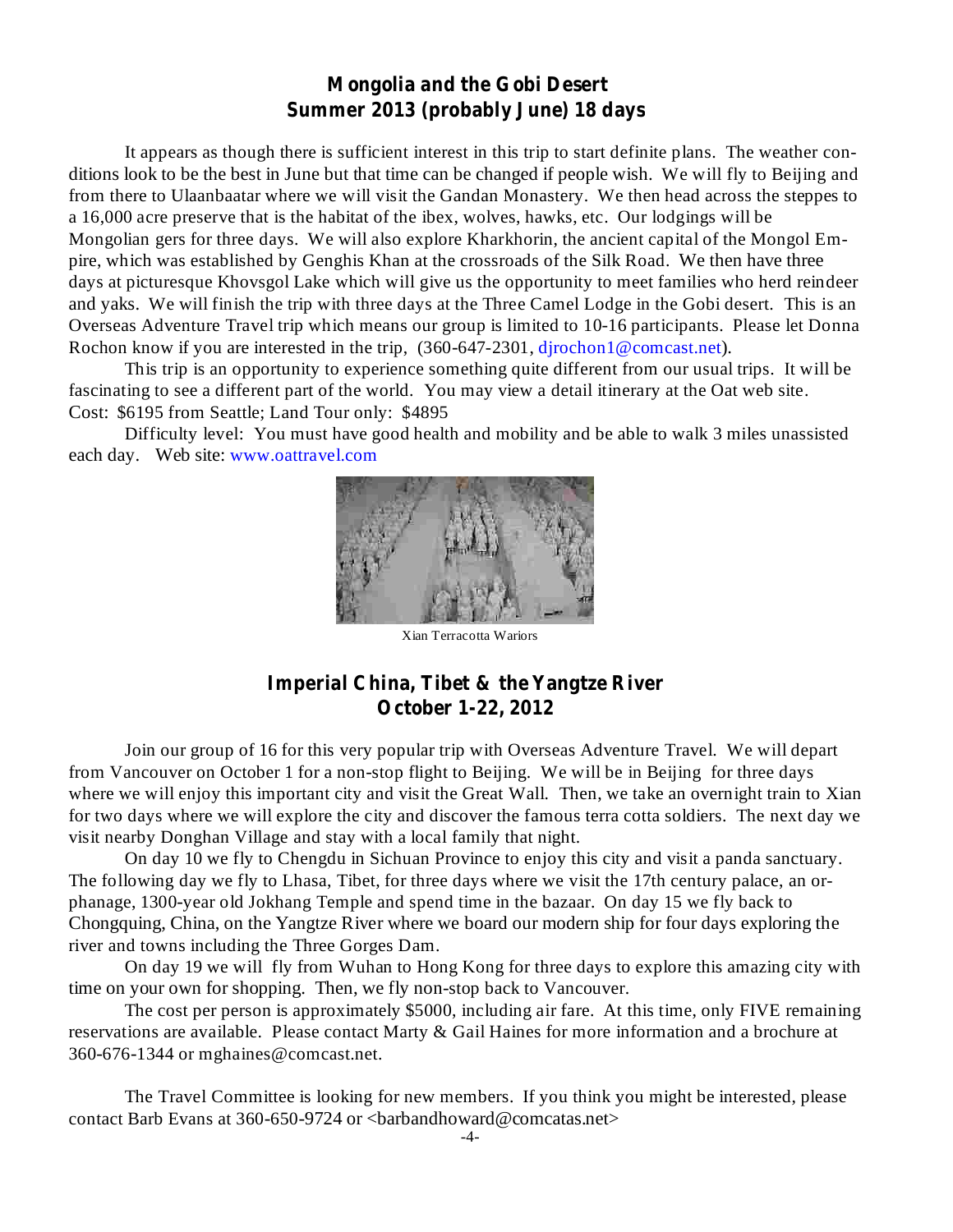## Mongolia and the Gobi Desert
## Summer 2013 (probably June) 18 days

It appears as though there is sufficient interest in this trip to start definite plans. The weather conditions look to be the best in June but that time can be changed if people wish. We will fly to Beijing and from there to Ulaanbaatar where we will visit the Gandan Monastery. We then head across the steppes to a 16,000 acre preserve that is the habitat of the ibex, wolves, hawks, etc. Our lodgings will be Mongolian gers for three days. We will also explore Kharkhorin, the ancient capital of the Mongol Empire, which was established by Genghis Khan at the crossroads of the Silk Road. We then have three days at picturesque Khovsgol Lake which will give us the opportunity to meet families who herd reindeer and yaks. We will finish the trip with three days at the Three Camel Lodge in the Gobi desert. This is an Overseas Adventure Travel trip which means our group is limited to 10-16 participants. Please let Donna Rochon know if you are interested in the trip, (360-647-2301, djrochon1@comcast.net).

This trip is an opportunity to experience something quite different from our usual trips. It will be fascinating to see a different part of the world. You may view a detail itinerary at the Oat web site.
Cost: $6195 from Seattle; Land Tour only: $4895

Difficulty level: You must have good health and mobility and be able to walk 3 miles unassisted each day. Web site: www.oattravel.com

Xian Terracotta Wariors

## Imperial China, Tibet & the Yangtze River
## October 1-22, 2012

Join our group of 16 for this very popular trip with Overseas Adventure Travel. We will depart from Vancouver on October 1 for a non-stop flight to Beijing. We will be in Beijing for three days where we will enjoy this important city and visit the Great Wall. Then, we take an overnight train to Xian for two days where we will explore the city and discover the famous terra cotta soldiers. The next day we visit nearby Donghan Village and stay with a local family that night.

On day 10 we fly to Chengdu in Sichuan Province to enjoy this city and visit a panda sanctuary. The following day we fly to Lhasa, Tibet, for three days where we visit the 17th century palace, an orphanage, 1300-year old Jokhang Temple and spend time in the bazaar. On day 15 we fly back to Chongquing, China, on the Yangtze River where we board our modern ship for four days exploring the river and towns including the Three Gorges Dam.

On day 19 we will fly from Wuhan to Hong Kong for three days to explore this amazing city with time on your own for shopping. Then, we fly non-stop back to Vancouver.

The cost per person is approximately $5000, including air fare. At this time, only FIVE remaining reservations are available. Please contact Marty & Gail Haines for more information and a brochure at 360-676-1344 or mghaines@comcast.net.

The Travel Committee is looking for new members. If you think you might be interested, please contact Barb Evans at 360-650-9724 or <barbandhoward@comcatas.net>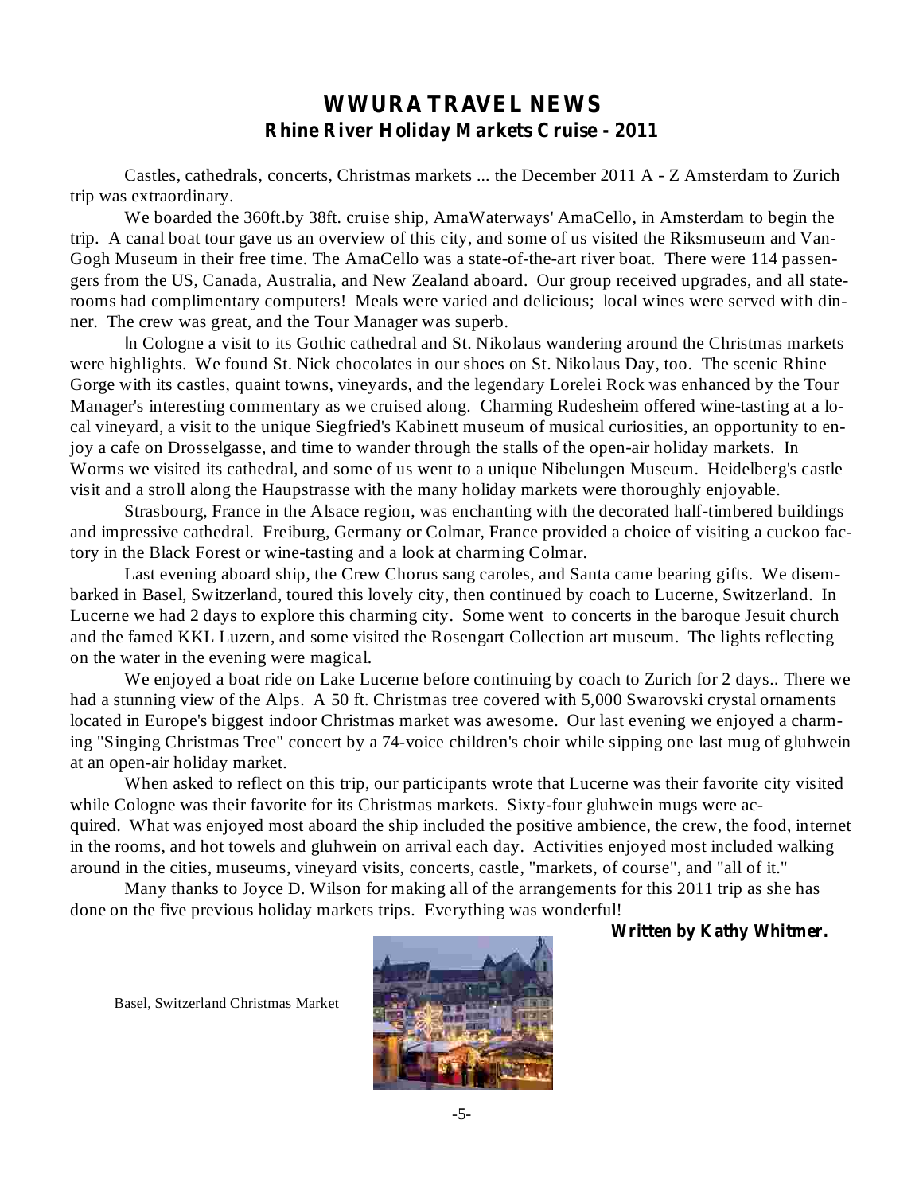# WWURA TRAVEL NEWS

## Rhine River Holiday Markets Cruise - 2011

Castles, cathedrals, concerts, Christmas markets ... the December 2011 A - Z Amsterdam to Zurich trip was extraordinary.

We boarded the 360ft.by 38ft. cruise ship, AmaWaterways' AmaCello, in Amsterdam to begin the trip. A canal boat tour gave us an overview of this city, and some of us visited the Riksmuseum and Van-Gogh Museum in their free time. The AmaCello was a state-of-the-art river boat. There were 114 passengers from the US, Canada, Australia, and New Zealand aboard. Our group received upgrades, and all staterooms had complimentary computers! Meals were varied and delicious; local wines were served with dinner. The crew was great, and the Tour Manager was superb.

In Cologne a visit to its Gothic cathedral and St. Nikolaus wandering around the Christmas markets were highlights. We found St. Nick chocolates in our shoes on St. Nikolaus Day, too. The scenic Rhine Gorge with its castles, quaint towns, vineyards, and the legendary Lorelei Rock was enhanced by the Tour Manager's interesting commentary as we cruised along. Charming Rudesheim offered wine-tasting at a local vineyard, a visit to the unique Siegfried's Kabinett museum of musical curiosities, an opportunity to enjoy a cafe on Drosselgasse, and time to wander through the stalls of the open-air holiday markets. In Worms we visited its cathedral, and some of us went to a unique Nibelungen Museum. Heidelberg's castle visit and a stroll along the Haupstrasse with the many holiday markets were thoroughly enjoyable.

Strasbourg, France in the Alsace region, was enchanting with the decorated half-timbered buildings and impressive cathedral. Freiburg, Germany or Colmar, France provided a choice of visiting a cuckoo factory in the Black Forest or wine-tasting and a look at charming Colmar.

Last evening aboard ship, the Crew Chorus sang caroles, and Santa came bearing gifts. We disembarked in Basel, Switzerland, toured this lovely city, then continued by coach to Lucerne, Switzerland. In Lucerne we had 2 days to explore this charming city. Some went to concerts in the baroque Jesuit church and the famed KKL Luzern, and some visited the Rosengart Collection art museum. The lights reflecting on the water in the evening were magical.

We enjoyed a boat ride on Lake Lucerne before continuing by coach to Zurich for 2 days.. There we had a stunning view of the Alps. A 50 ft. Christmas tree covered with 5,000 Swarovski crystal ornaments located in Europe's biggest indoor Christmas market was awesome. Our last evening we enjoyed a charming "Singing Christmas Tree" concert by a 74-voice children's choir while sipping one last mug of gluhwein at an open-air holiday market.

When asked to reflect on this trip, our participants wrote that Lucerne was their favorite city visited while Cologne was their favorite for its Christmas markets. Sixty-four gluhwein mugs were acquired. What was enjoyed most aboard the ship included the positive ambience, the crew, the food, internet in the rooms, and hot towels and gluhwein on arrival each day. Activities enjoyed most included walking around in the cities, museums, vineyard visits, concerts, castle, "markets, of course", and "all of it."

Many thanks to Joyce D. Wilson for making all of the arrangements for this 2011 trip as she has done on the five previous holiday markets trips. Everything was wonderful!

**Written by Kathy Whitmer.**

Basel, Switzerland Christmas Market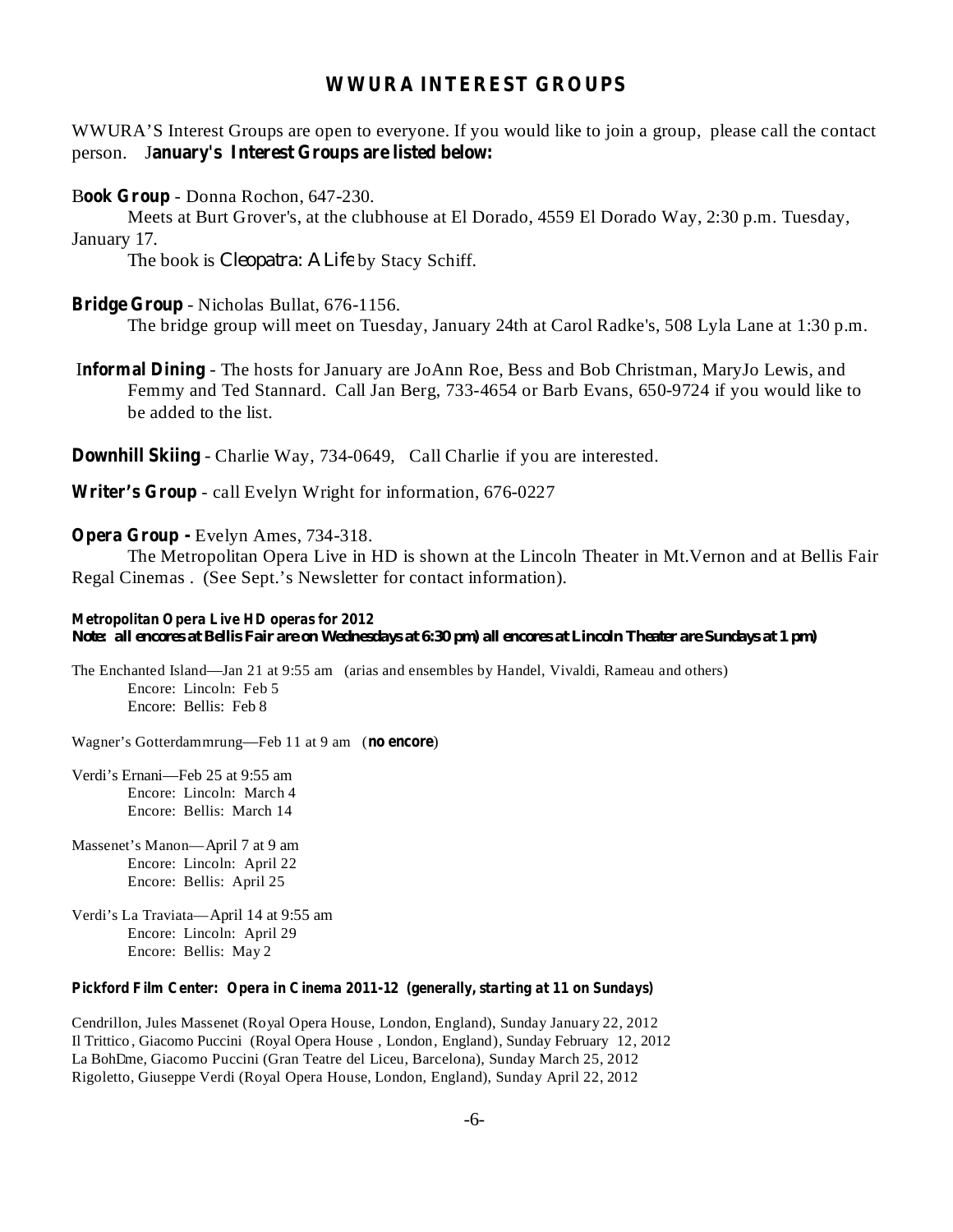## WWURA INTEREST GROUPS

WWURA'S Interest Groups are open to everyone. If you would like to join a group, please call the contact person. **January's Interest Groups are listed below:**

**Book Group** - Donna Rochon, 647-230.

Meets at Burt Grover's, at the clubhouse at El Dorado, 4559 El Dorado Way, 2:30 p.m. Tuesday, January 17.

The book is *Cleopatra: A Life* by Stacy Schiff.

**Bridge Group** - Nicholas Bullat, 676-1156.

The bridge group will meet on Tuesday, January 24th at Carol Radke's, 508 Lyla Lane at 1:30 p.m.

**Informal Dining** - The hosts for January are JoAnn Roe, Bess and Bob Christman, MaryJo Lewis, and Femmy and Ted Stannard. Call Jan Berg, 733-4654 or Barb Evans, 650-9724 if you would like to be added to the list.

**Downhill Skiing** - Charlie Way, 734-0649, Call Charlie if you are interested.

**Writer's Group** - call Evelyn Wright for information, 676-0227

**Opera Group -** Evelyn Ames, 734-318.

The Metropolitan Opera Live in HD is shown at the Lincoln Theater in Mt.Vernon and at Bellis Fair Regal Cinemas . (See Sept.'s Newsletter for contact information).

**Metropolitan Opera Live HD operas for 2012**
**Note: all encores at Bellis Fair are on Wednesdays at 6:30 pm) all encores at Lincoln Theater are Sundays at 1 pm)**

The Enchanted Island—Jan 21 at 9:55 am (arias and ensembles by Handel, Vivaldi, Rameau and others)
Encore: Lincoln: Feb 5
Encore: Bellis: Feb 8

Wagner's Gotterdammrung—Feb 11 at 9 am (**no encore**)

Verdi's Ernani—Feb 25 at 9:55 am
Encore: Lincoln: March 4
Encore: Bellis: March 14

Massenet's Manon—April 7 at 9 am
Encore: Lincoln: April 22
Encore: Bellis: April 25

Verdi's La Traviata—April 14 at 9:55 am
Encore: Lincoln: April 29
Encore: Bellis: May 2

**Pickford Film Center: Opera in Cinema 2011-12 (generally, starting at 11 on Sundays)**

Cendrillon, Jules Massenet (Royal Opera House, London, England), Sunday January 22, 2012
Il Trittico, Giacomo Puccini (Royal Opera House , London, England), Sunday February 12, 2012
La BohÈme, Giacomo Puccini (Gran Teatre del Liceu, Barcelona), Sunday March 25, 2012
Rigoletto, Giuseppe Verdi (Royal Opera House, London, England), Sunday April 22, 2012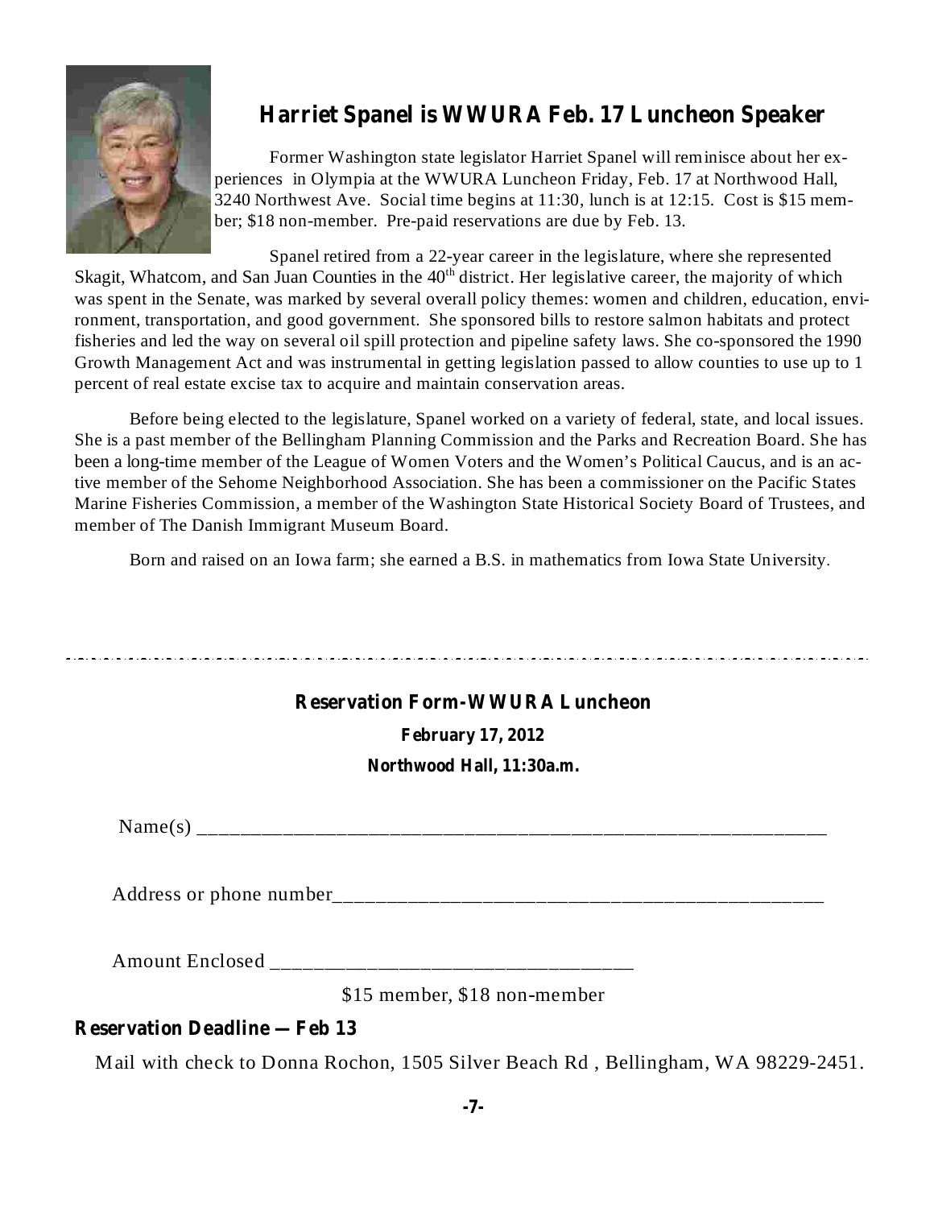## Harriet Spanel is WWURA Feb. 17 Luncheon Speaker

Former Washington state legislator Harriet Spanel will reminisce about her experiences in Olympia at the WWURA Luncheon Friday, Feb. 17 at Northwood Hall, 3240 Northwest Ave. Social time begins at 11:30, lunch is at 12:15. Cost is $15 member; $18 non-member. Pre-paid reservations are due by Feb. 13.

Spanel retired from a 22-year career in the legislature, where she represented Skagit, Whatcom, and San Juan Counties in the 40th district. Her legislative career, the majority of which was spent in the Senate, was marked by several overall policy themes: women and children, education, environment, transportation, and good government. She sponsored bills to restore salmon habitats and protect fisheries and led the way on several oil spill protection and pipeline safety laws. She co-sponsored the 1990 Growth Management Act and was instrumental in getting legislation passed to allow counties to use up to 1 percent of real estate excise tax to acquire and maintain conservation areas.

Before being elected to the legislature, Spanel worked on a variety of federal, state, and local issues. She is a past member of the Bellingham Planning Commission and the Parks and Recreation Board. She has been a long-time member of the League of Women Voters and the Women's Political Caucus, and is an active member of the Sehome Neighborhood Association. She has been a commissioner on the Pacific States Marine Fisheries Commission, a member of the Washington State Historical Society Board of Trustees, and member of The Danish Immigrant Museum Board.

Born and raised on an Iowa farm; she earned a B.S. in mathematics from Iowa State University.

---

### Reservation Form-WWURA Luncheon

**February 17, 2012**

**Northwood Hall, 11:30a.m.**

Name(s) ____________________________________________________________

Address or phone number_______________________________________________

Amount Enclosed __________________________________

$15 member, $18 non-member

**Reservation Deadline — Feb 13**

Mail with check to Donna Rochon, 1505 Silver Beach Rd , Bellingham, WA 98229-2451.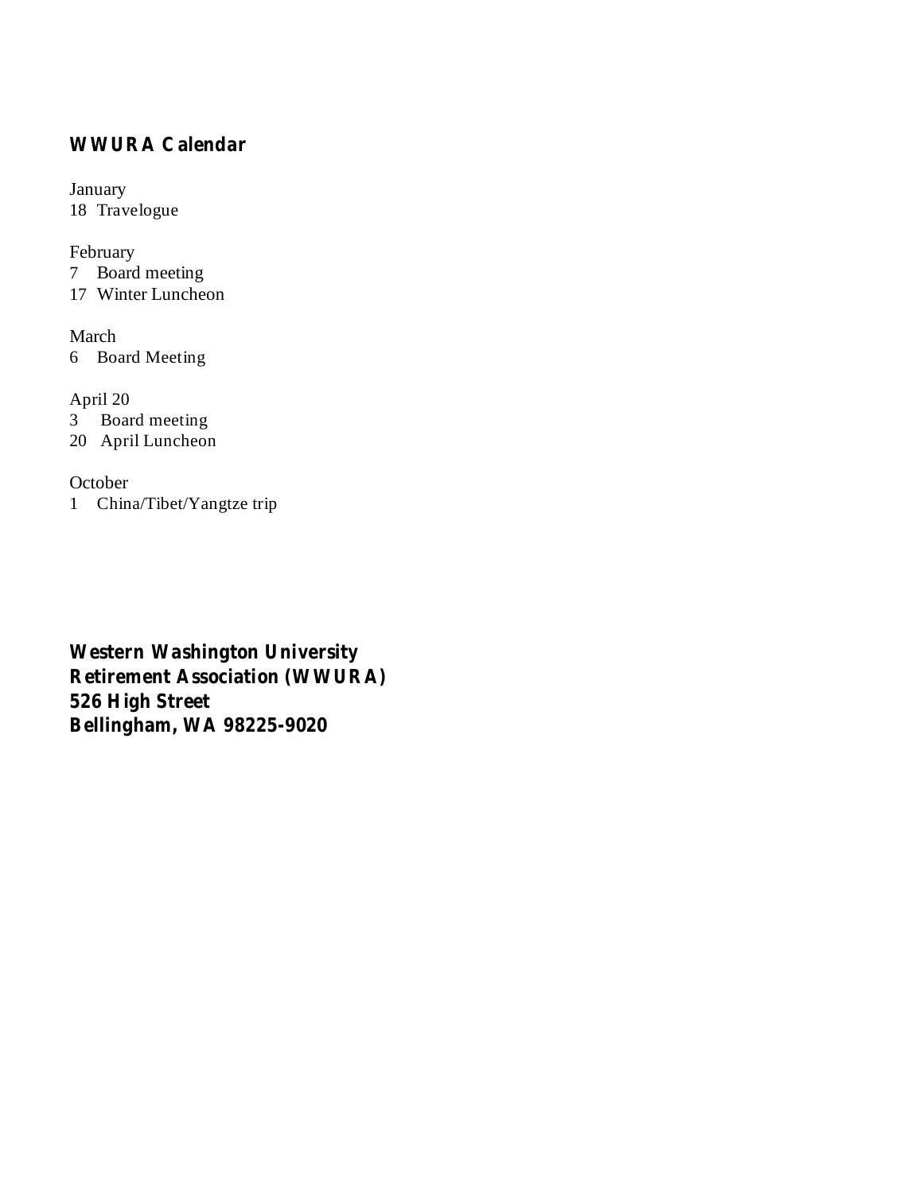**WWURA Calendar**

January
18 Travelogue

February
7 Board meeting
17 Winter Luncheon

March
6 Board Meeting

April 20
3 Board meeting
20 April Luncheon

October
1 China/Tibet/Yangtze trip

**Western Washington University**
**Retirement Association (WWURA)**
**526 High Street**
**Bellingham, WA 98225-9020**